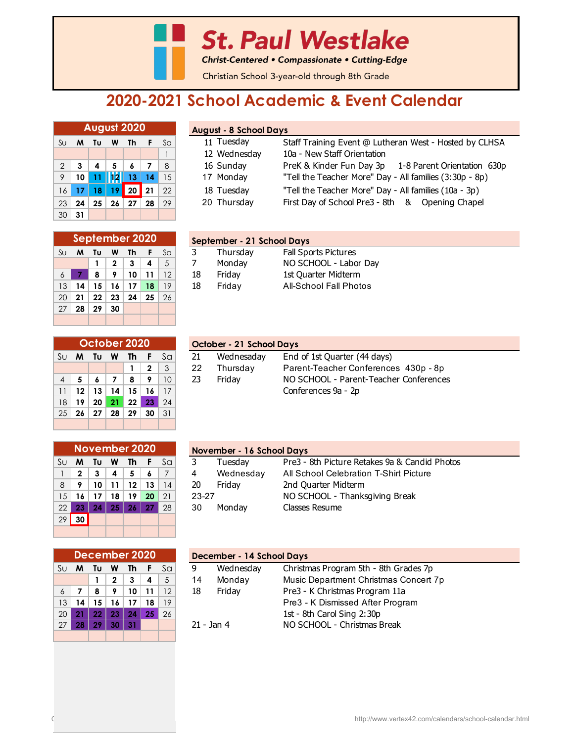# St. Paul Westlake

***Christ-Centered • Compassionate • Cutting-Edge***

Christian School 3-year-old through 8th Grade

## 2020-2021 School Academic & Event Calendar

### August 2020

| Su | M | Tu | W | Th | F | Sa |
|---|---|---|---|---|---|---|
| | | | | | | 1 |
| 2 | 3 | 4 | 5 | 6 | 7 | 8 |
| 9 | 10 | 11 | 12 | 13 | 14 | 15 |
| 16 | 17 | 18 | 19 | 20 | 21 | 22 |
| 23 | 24 | 25 | 26 | 27 | 28 | 29 |
| 30 | 31 | | | | | |

**August - 8 School Days**

| | | |
|---|---|---|
| 11 | Tuesday | Staff Training Event @ Lutheran West - Hosted by CLHSA |
| 12 | Wednesday | 10a - New Staff Orientation |
| 16 | Sunday | PreK & Kinder Fun Day 3p    1-8 Parent Orientation 630p |
| 17 | Monday | "Tell the Teacher More" Day - All families (3:30p - 8p) |
| 18 | Tuesday | "Tell the Teacher More" Day - All families (10a - 3p) |
| 20 | Thursday | First Day of School Pre3 - 8th & Opening Chapel |

### September 2020

| Su | M | Tu | W | Th | F | Sa |
|---|---|---|---|---|---|---|
| | | 1 | 2 | 3 | 4 | 5 |
| 6 | 7 | 8 | 9 | 10 | 11 | 12 |
| 13 | 14 | 15 | 16 | 17 | 18 | 19 |
| 20 | 21 | 22 | 23 | 24 | 25 | 26 |
| 27 | 28 | 29 | 30 | | | |

**September - 21 School Days**

| | | |
|---|---|---|
| 3 | Thursday | Fall Sports Pictures |
| 7 | Monday | NO SCHOOL - Labor Day |
| 18 | Friday | 1st Quarter Midterm |
| 18 | Friday | All-School Fall Photos |

### October 2020

| Su | M | Tu | W | Th | F | Sa |
|---|---|---|---|---|---|---|
| | | | | 1 | 2 | 3 |
| 4 | 5 | 6 | 7 | 8 | 9 | 10 |
| 11 | 12 | 13 | 14 | 15 | 16 | 17 |
| 18 | 19 | 20 | 21 | 22 | 23 | 24 |
| 25 | 26 | 27 | 28 | 29 | 30 | 31 |

**October - 21 School Days**

| | | |
|---|---|---|
| 21 | Wednesaday | End of 1st Quarter (44 days) |
| 22 | Thursday | Parent-Teacher Conferences 430p - 8p |
| 23 | Friday | NO SCHOOL - Parent-Teacher Conferences |
| | | Conferences 9a - 2p |

### November 2020

| Su | M | Tu | W | Th | F | Sa |
|---|---|---|---|---|---|---|
| 1 | 2 | 3 | 4 | 5 | 6 | 7 |
| 8 | 9 | 10 | 11 | 12 | 13 | 14 |
| 15 | 16 | 17 | 18 | 19 | 20 | 21 |
| 22 | 23 | 24 | 25 | 26 | 27 | 28 |
| 29 | 30 | | | | | |

**November - 16 School Days**

| | | |
|---|---|---|
| 3 | Tuesday | Pre3 - 8th Picture Retakes 9a & Candid Photos |
| 4 | Wednesday | All School Celebration T-Shirt Picture |
| 20 | Friday | 2nd Quarter Midterm |
| 23-27 | | NO SCHOOL - Thanksgiving Break |
| 30 | Monday | Classes Resume |

### December 2020

| Su | M | Tu | W | Th | F | Sa |
|---|---|---|---|---|---|---|
| | | 1 | 2 | 3 | 4 | 5 |
| 6 | 7 | 8 | 9 | 10 | 11 | 12 |
| 13 | 14 | 15 | 16 | 17 | 18 | 19 |
| 20 | 21 | 22 | 23 | 24 | 25 | 26 |
| 27 | 28 | 29 | 30 | 31 | | |

**December - 14 School Days**

| | | |
|---|---|---|
| 9 | Wednesday | Christmas Program 5th - 8th Grades 7p |
| 14 | Monday | Music Department Christmas Concert 7p |
| 18 | Friday | Pre3 - K Christmas Program 11a |
| | | Pre3 - K Dismissed After Program |
| | | 1st - 8th Carol Sing 2:30p |
| 21 - Jan 4 | | NO SCHOOL - Christmas Break |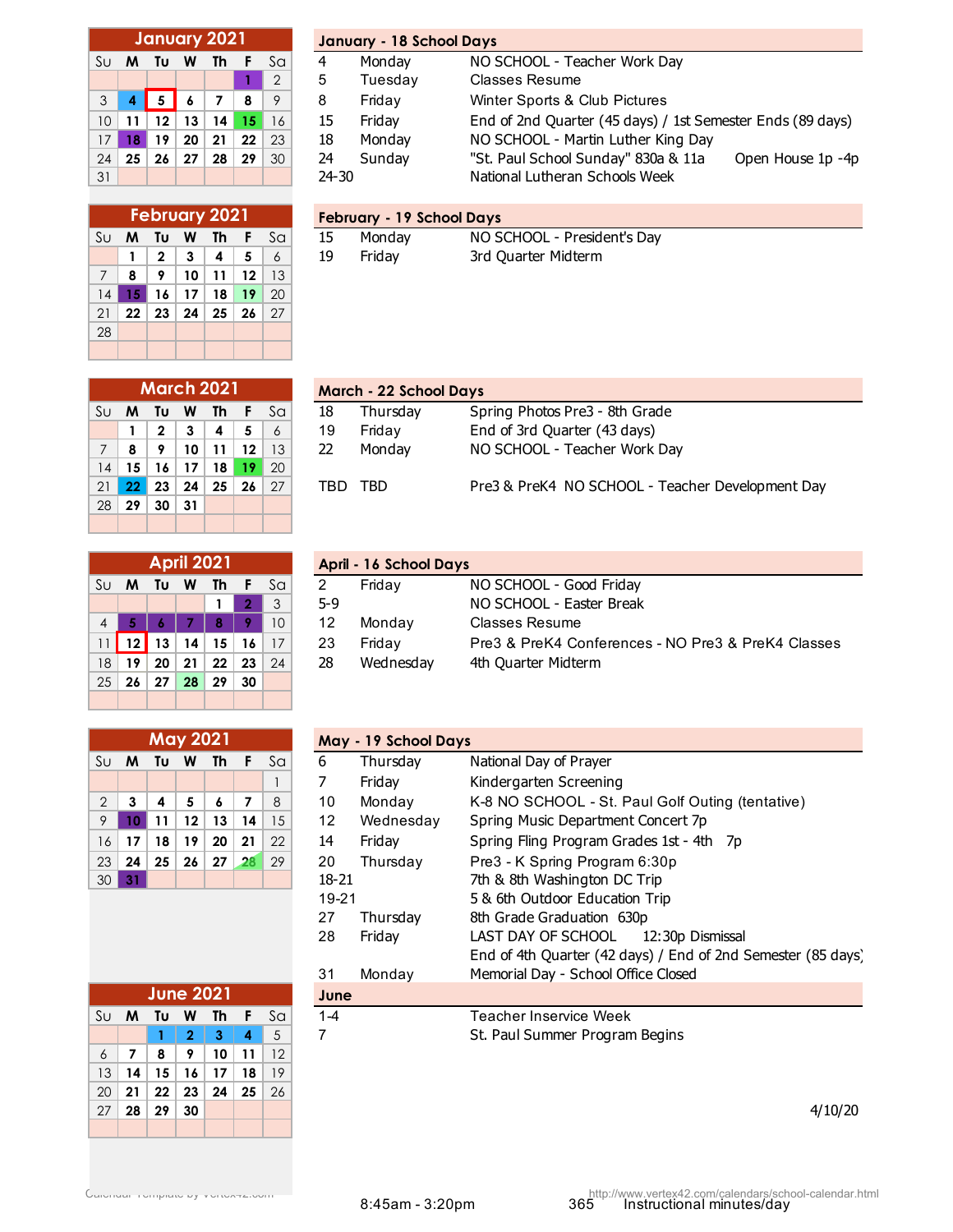## January 2021

| Su | M | Tu | W | Th | F | Sa |
|---|---|---|---|---|---|---|
| | | | | | 1 | 2 |
| 3 | 4 | 5 | 6 | 7 | 8 | 9 |
| 10 | 11 | 12 | 13 | 14 | 15 | 16 |
| 17 | 18 | 19 | 20 | 21 | 22 | 23 |
| 24 | 25 | 26 | 27 | 28 | 29 | 30 |
| 31 | | | | | | |

### January - 18 School Days

| | | |
|---|---|---|
| 4 | Monday | NO SCHOOL - Teacher Work Day |
| 5 | Tuesday | Classes Resume |
| 8 | Friday | Winter Sports & Club Pictures |
| 15 | Friday | End of 2nd Quarter (45 days) / 1st Semester Ends (89 days) |
| 18 | Monday | NO SCHOOL - Martin Luther King Day |
| 24 | Sunday | "St. Paul School Sunday" 830a & 11a Open House 1p -4p |
| 24-30 | | National Lutheran Schools Week |

## February 2021

| Su | M | Tu | W | Th | F | Sa |
|---|---|---|---|---|---|---|
| | 1 | 2 | 3 | 4 | 5 | 6 |
| 7 | 8 | 9 | 10 | 11 | 12 | 13 |
| 14 | 15 | 16 | 17 | 18 | 19 | 20 |
| 21 | 22 | 23 | 24 | 25 | 26 | 27 |
| 28 | | | | | | |

### February - 19 School Days

| | | |
|---|---|---|
| 15 | Monday | NO SCHOOL - President's Day |
| 19 | Friday | 3rd Quarter Midterm |

## March 2021

| Su | M | Tu | W | Th | F | Sa |
|---|---|---|---|---|---|---|
| | 1 | 2 | 3 | 4 | 5 | 6 |
| 7 | 8 | 9 | 10 | 11 | 12 | 13 |
| 14 | 15 | 16 | 17 | 18 | 19 | 20 |
| 21 | 22 | 23 | 24 | 25 | 26 | 27 |
| 28 | 29 | 30 | 31 | | | |

### March - 22 School Days

| | | |
|---|---|---|
| 18 | Thursday | Spring Photos Pre3 - 8th Grade |
| 19 | Friday | End of 3rd Quarter (43 days) |
| 22 | Monday | NO SCHOOL - Teacher Work Day |
| TBD | TBD | Pre3 & PreK4 NO SCHOOL - Teacher Development Day |

## April 2021

| Su | M | Tu | W | Th | F | Sa |
|---|---|---|---|---|---|---|
| | | | | 1 | 2 | 3 |
| 4 | 5 | 6 | 7 | 8 | 9 | 10 |
| 11 | 12 | 13 | 14 | 15 | 16 | 17 |
| 18 | 19 | 20 | 21 | 22 | 23 | 24 |
| 25 | 26 | 27 | 28 | 29 | 30 | |

### April - 16 School Days

| | | |
|---|---|---|
| 2 | Friday | NO SCHOOL - Good Friday |
| 5-9 | | NO SCHOOL - Easter Break |
| 12 | Monday | Classes Resume |
| 23 | Friday | Pre3 & PreK4 Conferences - NO Pre3 & PreK4 Classes |
| 28 | Wednesday | 4th Quarter Midterm |

## May 2021

| Su | M | Tu | W | Th | F | Sa |
|---|---|---|---|---|---|---|
| | | | | | | 1 |
| 2 | 3 | 4 | 5 | 6 | 7 | 8 |
| 9 | 10 | 11 | 12 | 13 | 14 | 15 |
| 16 | 17 | 18 | 19 | 20 | 21 | 22 |
| 23 | 24 | 25 | 26 | 27 | 28 | 29 |
| 30 | 31 | | | | | |

### May - 19 School Days

| | | |
|---|---|---|
| 6 | Thursday | National Day of Prayer |
| 7 | Friday | Kindergarten Screening |
| 10 | Monday | K-8 NO SCHOOL - St. Paul Golf Outing (tentative) |
| 12 | Wednesday | Spring Music Department Concert 7p |
| 14 | Friday | Spring Fling Program Grades 1st - 4th 7p |
| 20 | Thursday | Pre3 - K Spring Program 6:30p |
| 18-21 | | 7th & 8th Washington DC Trip |
| 19-21 | | 5 & 6th Outdoor Education Trip |
| 27 | Thursday | 8th Grade Graduation 630p |
| 28 | Friday | LAST DAY OF SCHOOL 12:30p Dismissal |
| | | End of 4th Quarter (42 days) / End of 2nd Semester (85 days) |
| 31 | Monday | Memorial Day - School Office Closed |

## June 2021

| Su | M | Tu | W | Th | F | Sa |
|---|---|---|---|---|---|---|
| | | 1 | 2 | 3 | 4 | 5 |
| 6 | 7 | 8 | 9 | 10 | 11 | 12 |
| 13 | 14 | 15 | 16 | 17 | 18 | 19 |
| 20 | 21 | 22 | 23 | 24 | 25 | 26 |
| 27 | 28 | 29 | 30 | | | |

### June

| | | |
|---|---|---|
| 1-4 | | Teacher Inservice Week |
| 7 | | St. Paul Summer Program Begins |

4/10/20

8:45am - 3:20pm 365 Instructional minutes/day